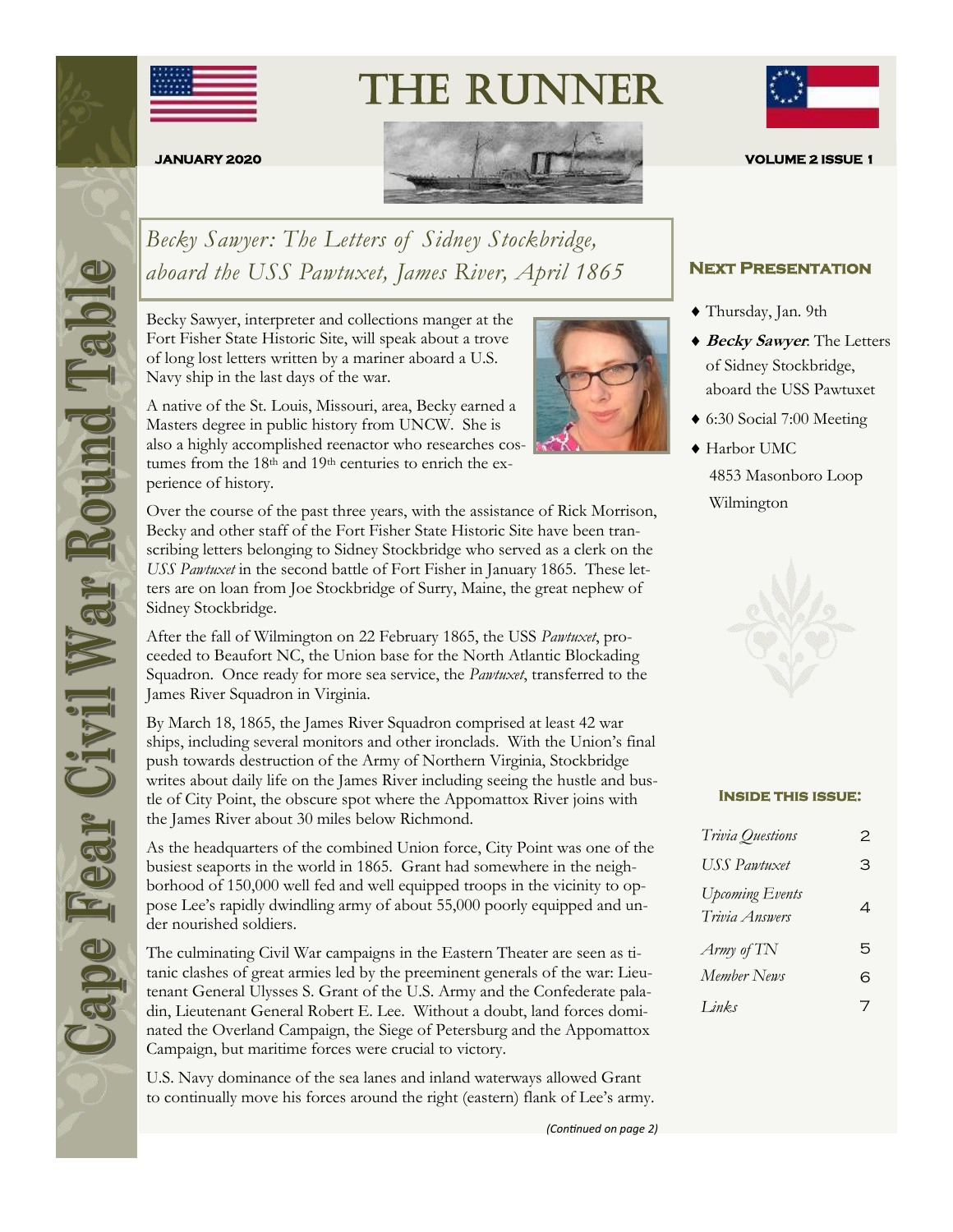# THE RUNNER

**Cape Fear Civil War Round Table**

**JANUARY 2020** **VOLUME 2 ISSUE 1**

## *Becky Sawyer: The Letters of Sidney Stockbridge, aboard the USS Pawtuxet, James River, April 1865*

Becky Sawyer, interpreter and collections manger at the Fort Fisher State Historic Site, will speak about a trove of long lost letters written by a mariner aboard a U.S. Navy ship in the last days of the war.

A native of the St. Louis, Missouri, area, Becky earned a Masters degree in public history from UNCW. She is also a highly accomplished reenactor who researches costumes from the 18th and 19th centuries to enrich the experience of history.

Over the course of the past three years, with the assistance of Rick Morrison, Becky and other staff of the Fort Fisher State Historic Site have been transcribing letters belonging to Sidney Stockbridge who served as a clerk on the *USS Pawtuxet* in the second battle of Fort Fisher in January 1865. These letters are on loan from Joe Stockbridge of Surry, Maine, the great nephew of Sidney Stockbridge.

After the fall of Wilmington on 22 February 1865, the USS *Pawtuxet*, proceeded to Beaufort NC, the Union base for the North Atlantic Blockading Squadron. Once ready for more sea service, the *Pawtuxet*, transferred to the James River Squadron in Virginia.

By March 18, 1865, the James River Squadron comprised at least 42 war ships, including several monitors and other ironclads. With the Union's final push towards destruction of the Army of Northern Virginia, Stockbridge writes about daily life on the James River including seeing the hustle and bustle of City Point, the obscure spot where the Appomattox River joins with the James River about 30 miles below Richmond.

As the headquarters of the combined Union force, City Point was one of the busiest seaports in the world in 1865. Grant had somewhere in the neighborhood of 150,000 well fed and well equipped troops in the vicinity to oppose Lee's rapidly dwindling army of about 55,000 poorly equipped and under nourished soldiers.

The culminating Civil War campaigns in the Eastern Theater are seen as titanic clashes of great armies led by the preeminent generals of the war: Lieutenant General Ulysses S. Grant of the U.S. Army and the Confederate paladin, Lieutenant General Robert E. Lee. Without a doubt, land forces dominated the Overland Campaign, the Siege of Petersburg and the Appomattox Campaign, but maritime forces were crucial to victory.

U.S. Navy dominance of the sea lanes and inland waterways allowed Grant to continually move his forces around the right (eastern) flank of Lee's army.

*(Continued on page 2)*

### Next Presentation

- Thursday, Jan. 9th
- ***Becky Sawyer***: The Letters of Sidney Stockbridge, aboard the USS Pawtuxet
- 6:30 Social 7:00 Meeting
- Harbor UMC
  4853 Masonboro Loop
  Wilmington

### Inside this issue:

| | |
|---|---|
| *Trivia Questions* | 2 |
| *USS Pawtuxet* | 3 |
| *Upcoming Events* *Trivia Answers* | 4 |
| *Army of TN* | 5 |
| *Member News* | 6 |
| *Links* | 7 |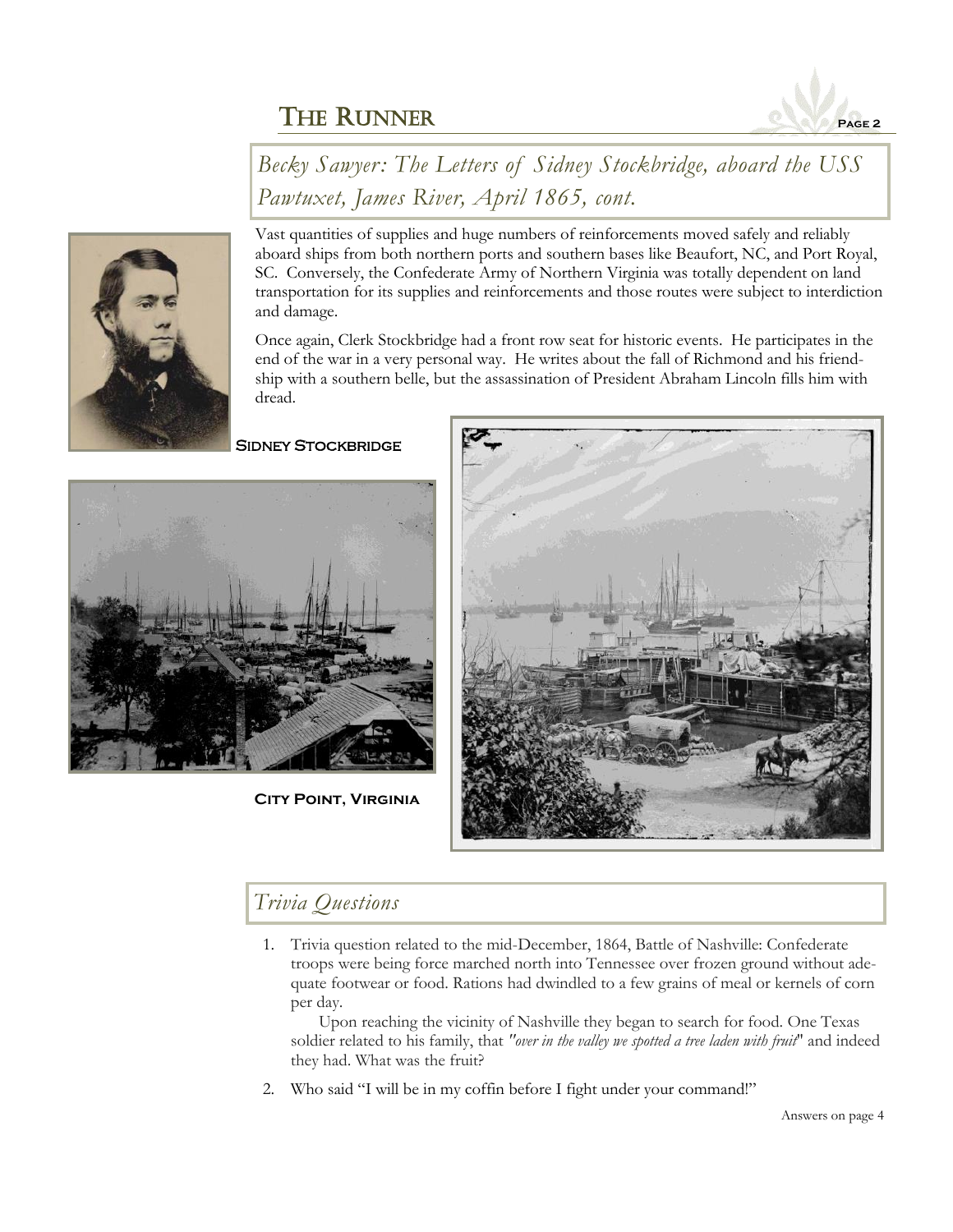## Becky Sawyer: The Letters of Sidney Stockbridge, aboard the USS Pawtuxet, James River, April 1865, cont.

Vast quantities of supplies and huge numbers of reinforcements moved safely and reliably aboard ships from both northern ports and southern bases like Beaufort, NC, and Port Royal, SC. Conversely, the Confederate Army of Northern Virginia was totally dependent on land transportation for its supplies and reinforcements and those routes were subject to interdiction and damage.

Once again, Clerk Stockbridge had a front row seat for historic events. He participates in the end of the war in a very personal way. He writes about the fall of Richmond and his friendship with a southern belle, but the assassination of President Abraham Lincoln fills him with dread.

**Sidney Stockbridge**

**City Point, Virginia**

## Trivia Questions

1. Trivia question related to the mid-December, 1864, Battle of Nashville: Confederate troops were being force marched north into Tennessee over frozen ground without adequate footwear or food. Rations had dwindled to a few grains of meal or kernels of corn per day.

   Upon reaching the vicinity of Nashville they began to search for food. One Texas soldier related to his family, that *"over in the valley we spotted a tree laden with fruit"* and indeed they had. What was the fruit?

2. Who said "I will be in my coffin before I fight under your command!"

Answers on page 4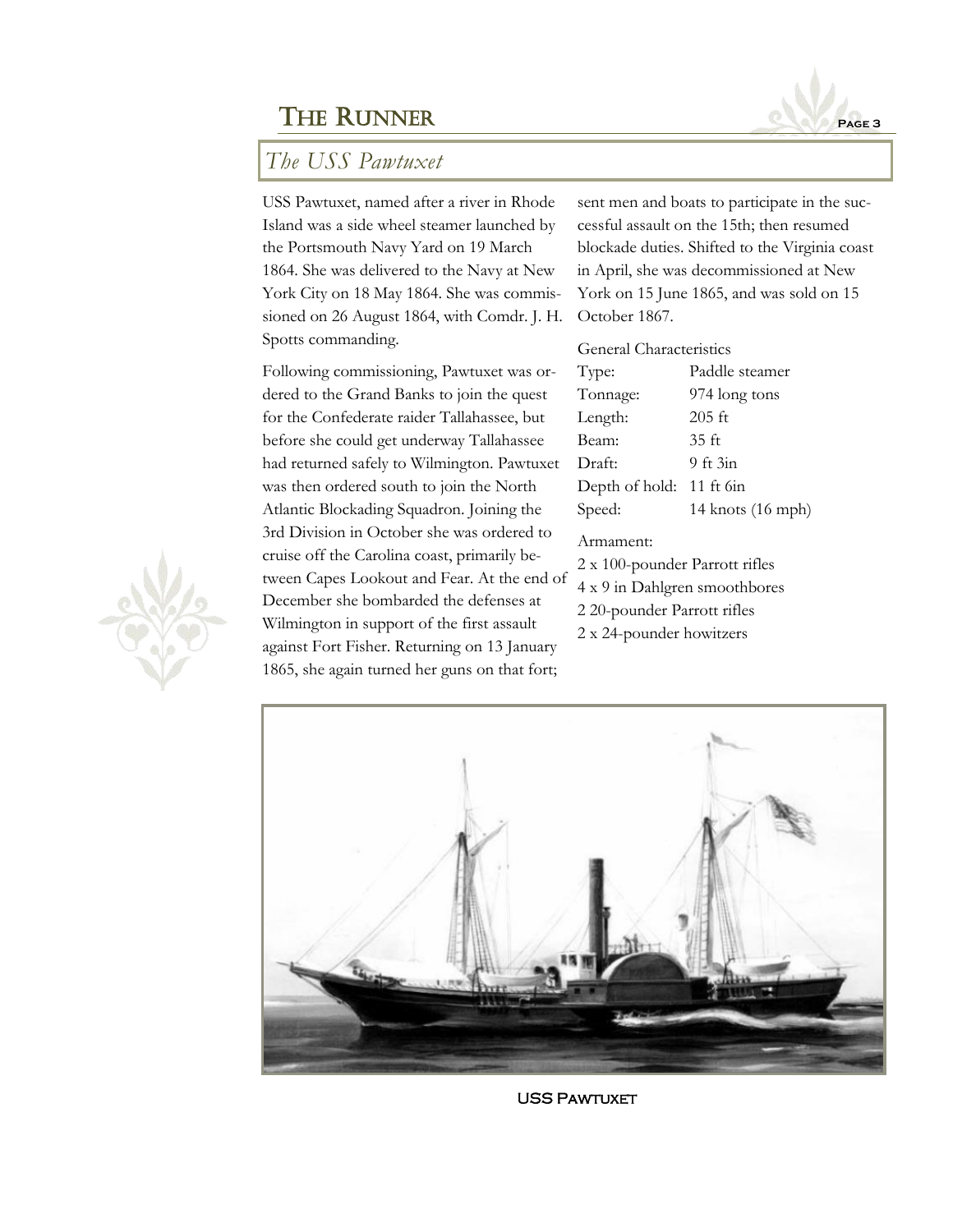## The USS Pawtuxet

USS Pawtuxet, named after a river in Rhode Island was a side wheel steamer launched by the Portsmouth Navy Yard on 19 March 1864. She was delivered to the Navy at New York City on 18 May 1864. She was commissioned on 26 August 1864, with Comdr. J. H. Spotts commanding.

Following commissioning, Pawtuxet was ordered to the Grand Banks to join the quest for the Confederate raider Tallahassee, but before she could get underway Tallahassee had returned safely to Wilmington. Pawtuxet was then ordered south to join the North Atlantic Blockading Squadron. Joining the 3rd Division in October she was ordered to cruise off the Carolina coast, primarily between Capes Lookout and Fear. At the end of December she bombarded the defenses at Wilmington in support of the first assault against Fort Fisher. Returning on 13 January 1865, she again turned her guns on that fort; sent men and boats to participate in the successful assault on the 15th; then resumed blockade duties. Shifted to the Virginia coast in April, she was decommissioned at New York on 15 June 1865, and was sold on 15 October 1867.

General Characteristics

| | |
|---|---|
| Type: | Paddle steamer |
| Tonnage: | 974 long tons |
| Length: | 205 ft |
| Beam: | 35 ft |
| Draft: | 9 ft 3in |
| Depth of hold: | 11 ft 6in |
| Speed: | 14 knots (16 mph) |

Armament:

2 x 100-pounder Parrott rifles
4 x 9 in Dahlgren smoothbores
2 20-pounder Parrott rifles
2 x 24-pounder howitzers

USS Pawtuxet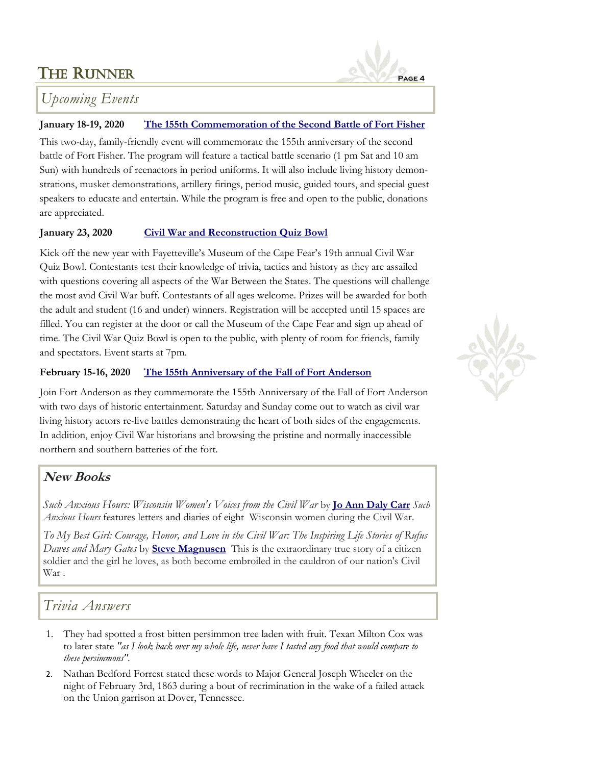## Upcoming Events

**January 18-19, 2020** **The 155th Commemoration of the Second Battle of Fort Fisher**

This two-day, family-friendly event will commemorate the 155th anniversary of the second battle of Fort Fisher. The program will feature a tactical battle scenario (1 pm Sat and 10 am Sun) with hundreds of reenactors in period uniforms. It will also include living history demonstrations, musket demonstrations, artillery firings, period music, guided tours, and special guest speakers to educate and entertain. While the program is free and open to the public, donations are appreciated.

**January 23, 2020** **Civil War and Reconstruction Quiz Bowl**

Kick off the new year with Fayetteville's Museum of the Cape Fear's 19th annual Civil War Quiz Bowl. Contestants test their knowledge of trivia, tactics and history as they are assailed with questions covering all aspects of the War Between the States. The questions will challenge the most avid Civil War buff. Contestants of all ages welcome. Prizes will be awarded for both the adult and student (16 and under) winners. Registration will be accepted until 15 spaces are filled. You can register at the door or call the Museum of the Cape Fear and sign up ahead of time. The Civil War Quiz Bowl is open to the public, with plenty of room for friends, family and spectators. Event starts at 7pm.

**February 15-16, 2020** **The 155th Anniversary of the Fall of Fort Anderson**

Join Fort Anderson as they commemorate the 155th Anniversary of the Fall of Fort Anderson with two days of historic entertainment. Saturday and Sunday come out to watch as civil war living history actors re-live battles demonstrating the heart of both sides of the engagements. In addition, enjoy Civil War historians and browsing the pristine and normally inaccessible northern and southern batteries of the fort.

## New Books

*Such Anxious Hours: Wisconsin Women's Voices from the Civil War* by **Jo Ann Daly Carr** *Such Anxious Hours* features letters and diaries of eight Wisconsin women during the Civil War.

*To My Best Girl: Courage, Honor, and Love in the Civil War: The Inspiring Life Stories of Rufus Dawes and Mary Gates* by **Steve Magnusen** This is the extraordinary true story of a citizen soldier and the girl he loves, as both become embroiled in the cauldron of our nation's Civil War .

## Trivia Answers

1. They had spotted a frost bitten persimmon tree laden with fruit. Texan Milton Cox was to later state *"as I look back over my whole life, never have I tasted any food that would compare to these persimmons"*.
2. Nathan Bedford Forrest stated these words to Major General Joseph Wheeler on the night of February 3rd, 1863 during a bout of recrimination in the wake of a failed attack on the Union garrison at Dover, Tennessee.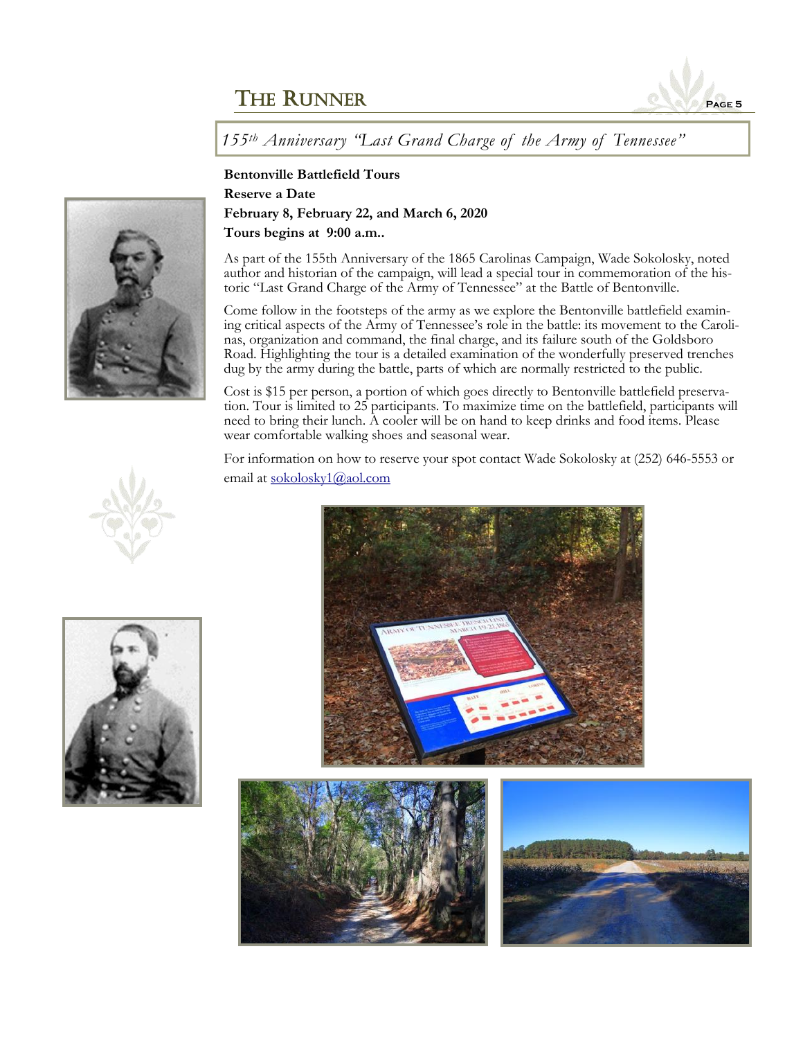## 155th Anniversary "Last Grand Charge of the Army of Tennessee"

**Bentonville Battlefield Tours**

**Reserve a Date**

**February 8, February 22, and March 6, 2020**

**Tours begins at 9:00 a.m..**

As part of the 155th Anniversary of the 1865 Carolinas Campaign, Wade Sokolosky, noted author and historian of the campaign, will lead a special tour in commemoration of the historic "Last Grand Charge of the Army of Tennessee" at the Battle of Bentonville.

Come follow in the footsteps of the army as we explore the Bentonville battlefield examining critical aspects of the Army of Tennessee's role in the battle: its movement to the Carolinas, organization and command, the final charge, and its failure south of the Goldsboro Road. Highlighting the tour is a detailed examination of the wonderfully preserved trenches dug by the army during the battle, parts of which are normally restricted to the public.

Cost is $15 per person, a portion of which goes directly to Bentonville battlefield preservation. Tour is limited to 25 participants. To maximize time on the battlefield, participants will need to bring their lunch. A cooler will be on hand to keep drinks and food items. Please wear comfortable walking shoes and seasonal wear.

For information on how to reserve your spot contact Wade Sokolosky at (252) 646-5553 or email at sokolosky1@aol.com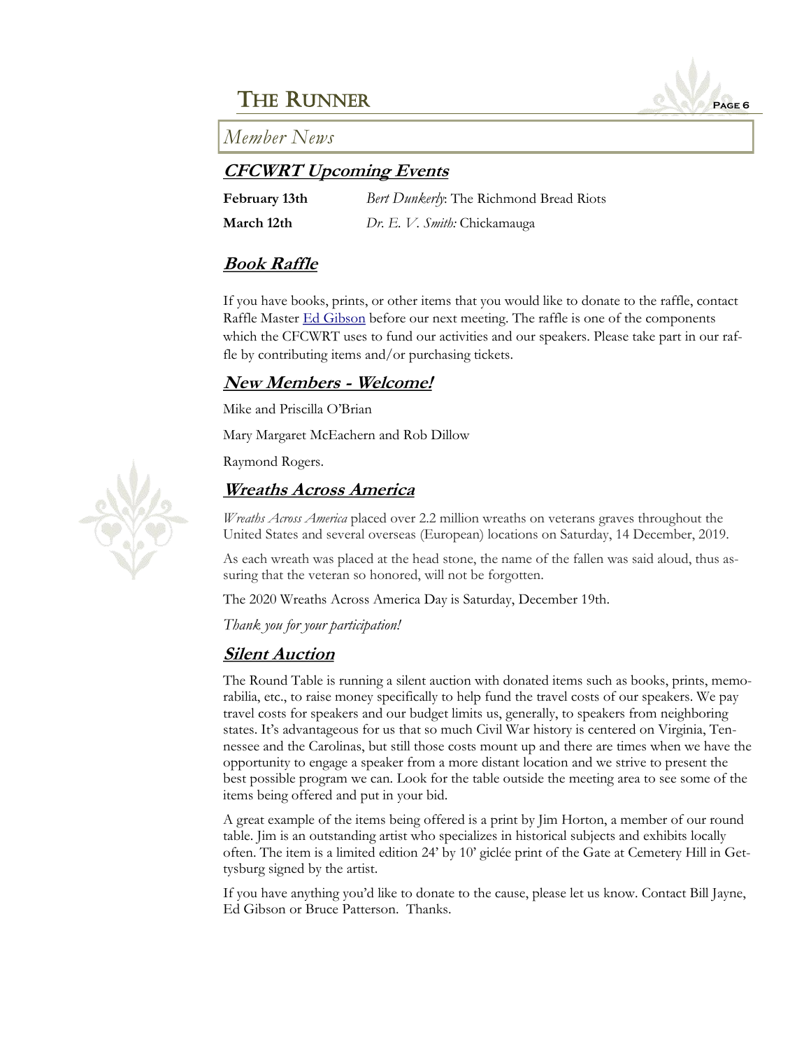## Member News

### CFCWRT Upcoming Events

| | |
|---|---|
| **February 13th** | *Bert Dunkerly*: The Richmond Bread Riots |
| **March 12th** | *Dr. E. V. Smith:* Chickamauga |

### Book Raffle

If you have books, prints, or other items that you would like to donate to the raffle, contact Raffle Master Ed Gibson before our next meeting. The raffle is one of the components which the CFCWRT uses to fund our activities and our speakers. Please take part in our raffle by contributing items and/or purchasing tickets.

### New Members - Welcome!

Mike and Priscilla O'Brian

Mary Margaret McEachern and Rob Dillow

Raymond Rogers.

### Wreaths Across America

*Wreaths Across America* placed over 2.2 million wreaths on veterans graves throughout the United States and several overseas (European) locations on Saturday, 14 December, 2019.

As each wreath was placed at the head stone, the name of the fallen was said aloud, thus assuring that the veteran so honored, will not be forgotten.

The 2020 Wreaths Across America Day is Saturday, December 19th.

*Thank you for your participation!*

### Silent Auction

The Round Table is running a silent auction with donated items such as books, prints, memorabilia, etc., to raise money specifically to help fund the travel costs of our speakers. We pay travel costs for speakers and our budget limits us, generally, to speakers from neighboring states. It's advantageous for us that so much Civil War history is centered on Virginia, Tennessee and the Carolinas, but still those costs mount up and there are times when we have the opportunity to engage a speaker from a more distant location and we strive to present the best possible program we can. Look for the table outside the meeting area to see some of the items being offered and put in your bid.

A great example of the items being offered is a print by Jim Horton, a member of our round table. Jim is an outstanding artist who specializes in historical subjects and exhibits locally often. The item is a limited edition 24' by 10' giclée print of the Gate at Cemetery Hill in Gettysburg signed by the artist.

If you have anything you'd like to donate to the cause, please let us know. Contact Bill Jayne, Ed Gibson or Bruce Patterson. Thanks.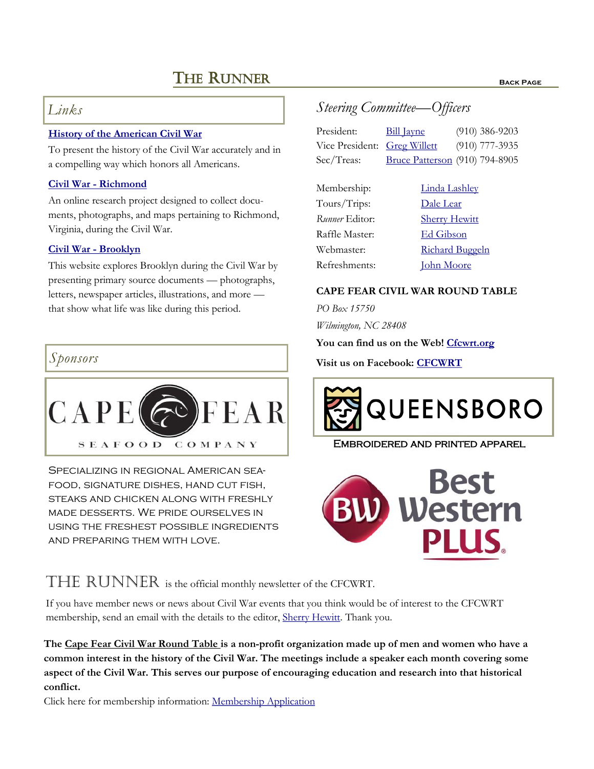## Links

**History of the American Civil War**

To present the history of the Civil War accurately and in a compelling way which honors all Americans.

**Civil War - Richmond**

An online research project designed to collect documents, photographs, and maps pertaining to Richmond, Virginia, during the Civil War.

**Civil War - Brooklyn**

This website explores Brooklyn during the Civil War by presenting primary source documents — photographs, letters, newspaper articles, illustrations, and more — that show what life was like during this period.

## Sponsors

CAPE FEAR SEAFOOD COMPANY

Specializing in regional American seafood, signature dishes, hand cut fish, steaks and chicken along with freshly made desserts. We pride ourselves in using the freshest possible ingredients and preparing them with love.

## Steering Committee—Officers

| | | |
|---|---|---|
| President: | Bill Jayne | (910) 386-9203 |
| Vice President: | Greg Willett | (910) 777-3935 |
| Sec/Treas: | Bruce Patterson | (910) 794-8905 |

| | |
|---|---|
| Membership: | Linda Lashley |
| Tours/Trips: | Dale Lear |
| *Runner* Editor: | Sherry Hewitt |
| Raffle Master: | Ed Gibson |
| Webmaster: | Richard Buggeln |
| Refreshments: | John Moore |

**CAPE FEAR CIVIL WAR ROUND TABLE**

*PO Box 15750*

*Wilmington, NC 28408*

**You can find us on the Web! Cfcwrt.org**

**Visit us on Facebook: CFCWRT**

QUEENSBORO

Embroidered and Printed Apparel

Best Western PLUS

THE RUNNER is the official monthly newsletter of the CFCWRT.

If you have member news or news about Civil War events that you think would be of interest to the CFCWRT membership, send an email with the details to the editor, Sherry Hewitt. Thank you.

**The Cape Fear Civil War Round Table is a non-profit organization made up of men and women who have a common interest in the history of the Civil War. The meetings include a speaker each month covering some aspect of the Civil War. This serves our purpose of encouraging education and research into that historical conflict.**

Click here for membership information: Membership Application